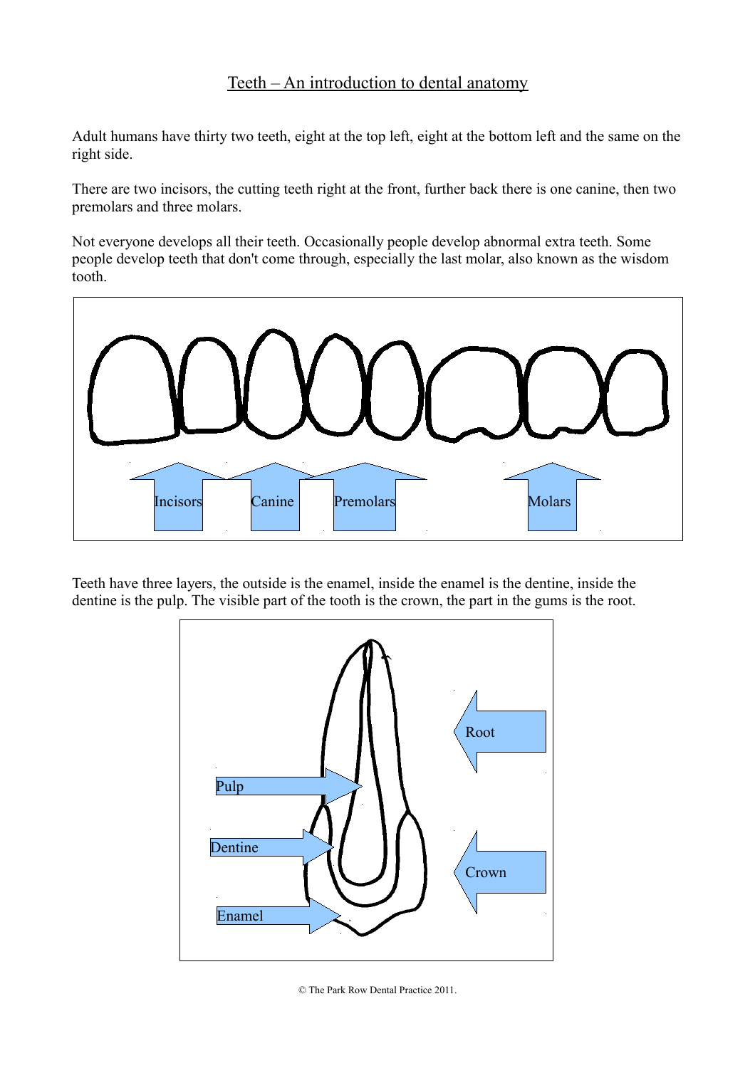# Teeth – An introduction to dental anatomy

Adult humans have thirty two teeth, eight at the top left, eight at the bottom left and the same on the right side.

There are two incisors, the cutting teeth right at the front, further back there is one canine, then two premolars and three molars.

Not everyone develops all their teeth. Occasionally people develop abnormal extra teeth. Some people develop teeth that don't come through, especially the last molar, also known as the wisdom tooth.

Incisors Canine Premolars Molars

Teeth have three layers, the outside is the enamel, inside the enamel is the dentine, inside the dentine is the pulp. The visible part of the tooth is the crown, the part in the gums is the root.

Root Pulp Dentine Crown Enamel

© The Park Row Dental Practice 2011.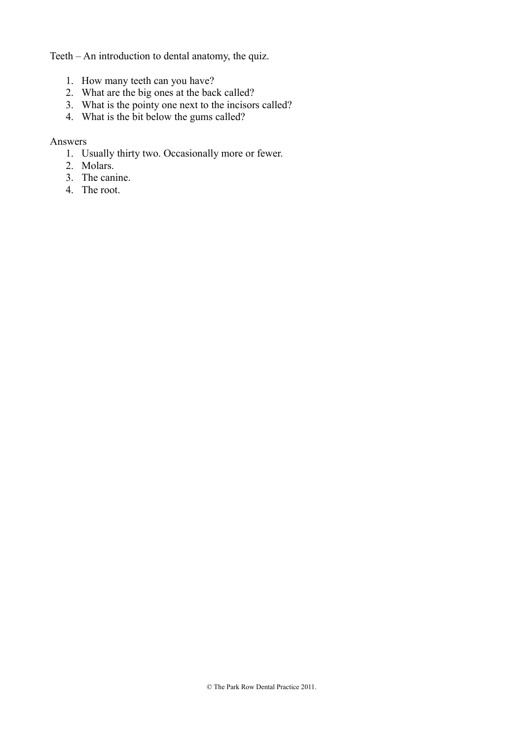Teeth – An introduction to dental anatomy, the quiz.

1. How many teeth can you have?
2. What are the big ones at the back called?
3. What is the pointy one next to the incisors called?
4. What is the bit below the gums called?

Answers

1. Usually thirty two. Occasionally more or fewer.
2. Molars.
3. The canine.
4. The root.

© The Park Row Dental Practice 2011.